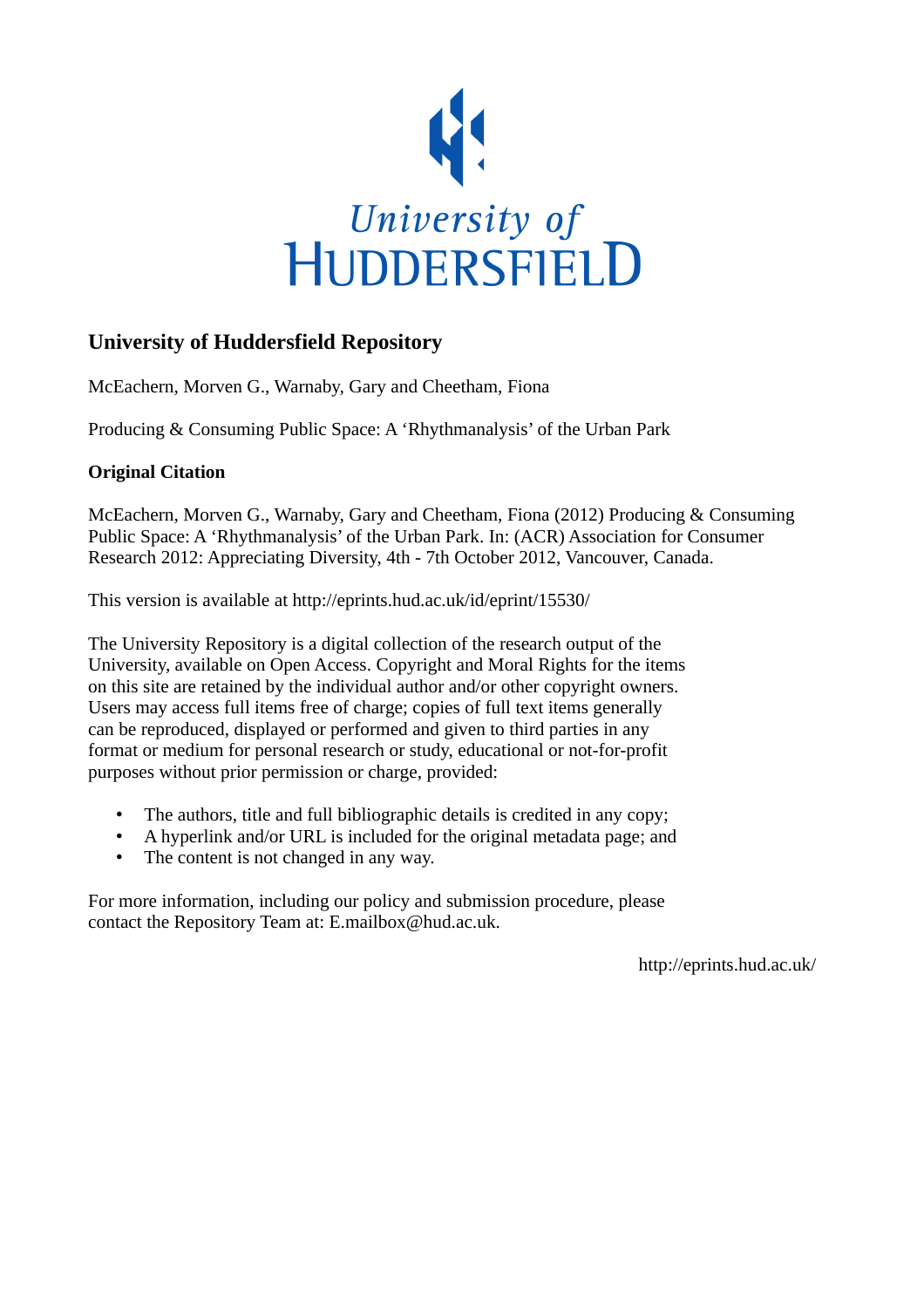University of HUDDERSFIELD

## University of Huddersfield Repository

McEachern, Morven G., Warnaby, Gary and Cheetham, Fiona

Producing & Consuming Public Space: A 'Rhythmanalysis' of the Urban Park

### Original Citation

McEachern, Morven G., Warnaby, Gary and Cheetham, Fiona (2012) Producing & Consuming Public Space: A 'Rhythmanalysis' of the Urban Park. In: (ACR) Association for Consumer Research 2012: Appreciating Diversity, 4th - 7th October 2012, Vancouver, Canada.

This version is available at http://eprints.hud.ac.uk/id/eprint/15530/

The University Repository is a digital collection of the research output of the University, available on Open Access. Copyright and Moral Rights for the items on this site are retained by the individual author and/or other copyright owners. Users may access full items free of charge; copies of full text items generally can be reproduced, displayed or performed and given to third parties in any format or medium for personal research or study, educational or not-for-profit purposes without prior permission or charge, provided:

- The authors, title and full bibliographic details is credited in any copy;
- A hyperlink and/or URL is included for the original metadata page; and
- The content is not changed in any way.

For more information, including our policy and submission procedure, please contact the Repository Team at: E.mailbox@hud.ac.uk.

http://eprints.hud.ac.uk/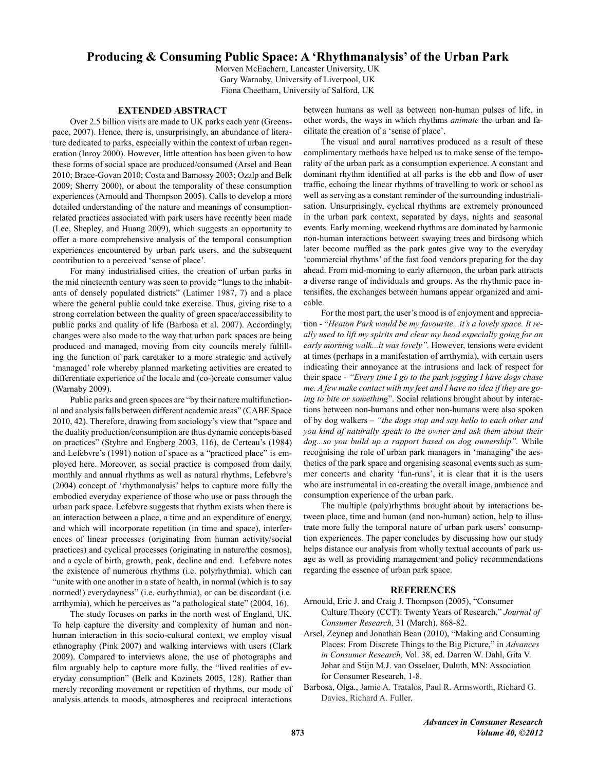# Producing & Consuming Public Space: A 'Rhythmanalysis' of the Urban Park

Morven McEachern, Lancaster University, UK
Gary Warnaby, University of Liverpool, UK
Fiona Cheetham, University of Salford, UK

## EXTENDED ABSTRACT

Over 2.5 billion visits are made to UK parks each year (Greenspace, 2007). Hence, there is, unsurprisingly, an abundance of literature dedicated to parks, especially within the context of urban regeneration (Inroy 2000). However, little attention has been given to how these forms of social space are produced/consumed (Arsel and Bean 2010; Brace-Govan 2010; Costa and Bamossy 2003; Ozalp and Belk 2009; Sherry 2000), or about the temporality of these consumption experiences (Arnould and Thompson 2005). Calls to develop a more detailed understanding of the nature and meanings of consumption-related practices associated with park users have recently been made (Lee, Shepley, and Huang 2009), which suggests an opportunity to offer a more comprehensive analysis of the temporal consumption experiences encountered by urban park users, and the subsequent contribution to a perceived 'sense of place'.

For many industrialised cities, the creation of urban parks in the mid nineteenth century was seen to provide "lungs to the inhabitants of densely populated districts" (Latimer 1987, 7) and a place where the general public could take exercise. Thus, giving rise to a strong correlation between the quality of green space/accessibility to public parks and quality of life (Barbosa et al. 2007). Accordingly, changes were also made to the way that urban park spaces are being produced and managed, moving from city councils merely fulfilling the function of park caretaker to a more strategic and actively 'managed' role whereby planned marketing activities are created to differentiate experience of the locale and (co-)create consumer value (Warnaby 2009).

Public parks and green spaces are "by their nature multifunctional and analysis falls between different academic areas" (CABE Space 2010, 42). Therefore, drawing from sociology's view that "space and the duality production/consumption are thus dynamic concepts based on practices" (Styhre and Engberg 2003, 116), de Certeau's (1984) and Lefebvre's (1991) notion of space as a "practiced place" is employed here. Moreover, as social practice is composed from daily, monthly and annual rhythms as well as natural rhythms, Lefebvre's (2004) concept of 'rhythmanalysis' helps to capture more fully the embodied everyday experience of those who use or pass through the urban park space. Lefebvre suggests that rhythm exists when there is an interaction between a place, a time and an expenditure of energy, and which will incorporate repetition (in time and space), interferences of linear processes (originating from human activity/social practices) and cyclical processes (originating in nature/the cosmos), and a cycle of birth, growth, peak, decline and end. Lefebvre notes the existence of numerous rhythms (i.e. polyrhythmia), which can "unite with one another in a state of health, in normal (which is to say normed!) everydayness" (i.e. eurhythmia), or can be discordant (i.e. arrthymia), which he perceives as "a pathological state" (2004, 16).

The study focuses on parks in the north west of England, UK. To help capture the diversity and complexity of human and non-human interaction in this socio-cultural context, we employ visual ethnography (Pink 2007) and walking interviews with users (Clark 2009). Compared to interviews alone, the use of photographs and film arguably help to capture more fully, the "lived realities of everyday consumption" (Belk and Kozinets 2005, 128). Rather than merely recording movement or repetition of rhythms, our mode of analysis attends to moods, atmospheres and reciprocal interactions between humans as well as between non-human pulses of life, in other words, the ways in which rhythms *animate* the urban and facilitate the creation of a 'sense of place'.

The visual and aural narratives produced as a result of these complimentary methods have helped us to make sense of the temporality of the urban park as a consumption experience. A constant and dominant rhythm identified at all parks is the ebb and flow of user traffic, echoing the linear rhythms of travelling to work or school as well as serving as a constant reminder of the surrounding industrialisation. Unsurprisingly, cyclical rhythms are extremely pronounced in the urban park context, separated by days, nights and seasonal events. Early morning, weekend rhythms are dominated by harmonic non-human interactions between swaying trees and birdsong which later become muffled as the park gates give way to the everyday 'commercial rhythms' of the fast food vendors preparing for the day ahead. From mid-morning to early afternoon, the urban park attracts a diverse range of individuals and groups. As the rhythmic pace intensifies, the exchanges between humans appear organized and amicable.

For the most part, the user's mood is of enjoyment and appreciation - "*Heaton Park would be my favourite...it's a lovely space. It really used to lift my spirits and clear my head especially going for an early morning walk...it was lovely".* However, tensions were evident at times (perhaps in a manifestation of arrthymia), with certain users indicating their annoyance at the intrusions and lack of respect for their space - *"Every time I go to the park jogging I have dogs chase me. A few make contact with my feet and I have no idea if they are going to bite or something*". Social relations brought about by interactions between non-humans and other non-humans were also spoken of by dog walkers – *"the dogs stop and say hello to each other and you kind of naturally speak to the owner and ask them about their dog...so you build up a rapport based on dog ownership".* While recognising the role of urban park managers in 'managing' the aesthetics of the park space and organising seasonal events such as summer concerts and charity 'fun-runs', it is clear that it is the users who are instrumental in co-creating the overall image, ambience and consumption experience of the urban park.

The multiple (poly)rhythms brought about by interactions between place, time and human (and non-human) action, help to illustrate more fully the temporal nature of urban park users' consumption experiences. The paper concludes by discussing how our study helps distance our analysis from wholly textual accounts of park usage as well as providing management and policy recommendations regarding the essence of urban park space.

## REFERENCES

Arnould, Eric J. and Craig J. Thompson (2005), "Consumer Culture Theory (CCT): Twenty Years of Research," *Journal of Consumer Research,* 31 (March), 868-82.

Arsel, Zeynep and Jonathan Bean (2010), "Making and Consuming Places: From Discrete Things to the Big Picture," in *Advances in Consumer Research,* Vol. 38, ed. Darren W. Dahl, Gita V. Johar and Stijn M.J. van Osselaer, Duluth, MN: Association for Consumer Research, 1-8.

Barbosa, Olga., Jamie A. Tratalos, Paul R. Armsworth, Richard G. Davies, Richard A. Fuller,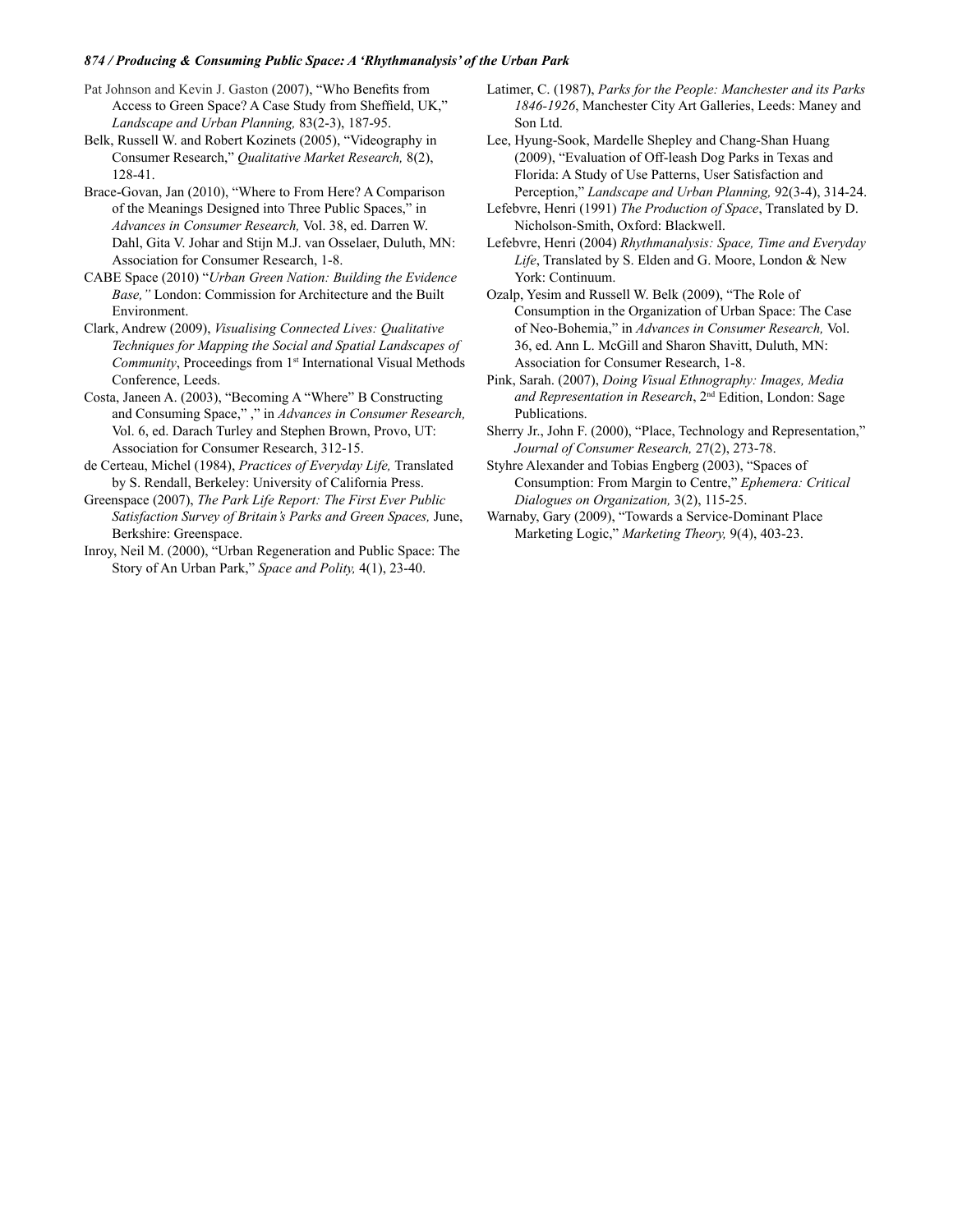Pat Johnson and Kevin J. Gaston (2007), "Who Benefits from Access to Green Space? A Case Study from Sheffield, UK," *Landscape and Urban Planning,* 83(2-3), 187-95.

Belk, Russell W. and Robert Kozinets (2005), "Videography in Consumer Research," *Qualitative Market Research,* 8(2), 128-41.

Brace-Govan, Jan (2010), "Where to From Here? A Comparison of the Meanings Designed into Three Public Spaces," in *Advances in Consumer Research,* Vol. 38, ed. Darren W. Dahl, Gita V. Johar and Stijn M.J. van Osselaer, Duluth, MN: Association for Consumer Research, 1-8.

CABE Space (2010) "*Urban Green Nation: Building the Evidence Base,"* London: Commission for Architecture and the Built Environment.

Clark, Andrew (2009), *Visualising Connected Lives: Qualitative Techniques for Mapping the Social and Spatial Landscapes of Community*, Proceedings from 1st International Visual Methods Conference, Leeds.

Costa, Janeen A. (2003), "Becoming A "Where" B Constructing and Consuming Space," ," in *Advances in Consumer Research,* Vol. 6, ed. Darach Turley and Stephen Brown, Provo, UT: Association for Consumer Research, 312-15.

de Certeau, Michel (1984), *Practices of Everyday Life,* Translated by S. Rendall, Berkeley: University of California Press.

Greenspace (2007), *The Park Life Report: The First Ever Public Satisfaction Survey of Britain's Parks and Green Spaces,* June, Berkshire: Greenspace.

Inroy, Neil M. (2000), "Urban Regeneration and Public Space: The Story of An Urban Park," *Space and Polity,* 4(1), 23-40.

Latimer, C. (1987), *Parks for the People: Manchester and its Parks 1846-1926*, Manchester City Art Galleries, Leeds: Maney and Son Ltd.

Lee, Hyung-Sook, Mardelle Shepley and Chang-Shan Huang (2009), "Evaluation of Off-leash Dog Parks in Texas and Florida: A Study of Use Patterns, User Satisfaction and Perception," *Landscape and Urban Planning,* 92(3-4), 314-24.

Lefebvre, Henri (1991) *The Production of Space*, Translated by D. Nicholson-Smith, Oxford: Blackwell.

Lefebvre, Henri (2004) *Rhythmanalysis: Space, Time and Everyday Life*, Translated by S. Elden and G. Moore, London & New York: Continuum.

Ozalp, Yesim and Russell W. Belk (2009), "The Role of Consumption in the Organization of Urban Space: The Case of Neo-Bohemia," in *Advances in Consumer Research,* Vol. 36, ed. Ann L. McGill and Sharon Shavitt, Duluth, MN: Association for Consumer Research, 1-8.

Pink, Sarah. (2007), *Doing Visual Ethnography: Images, Media and Representation in Research*, 2nd Edition, London: Sage Publications.

Sherry Jr., John F. (2000), "Place, Technology and Representation," *Journal of Consumer Research,* 27(2), 273-78.

Styhre Alexander and Tobias Engberg (2003), "Spaces of Consumption: From Margin to Centre," *Ephemera: Critical Dialogues on Organization,* 3(2), 115-25.

Warnaby, Gary (2009), "Towards a Service-Dominant Place Marketing Logic," *Marketing Theory,* 9(4), 403-23.